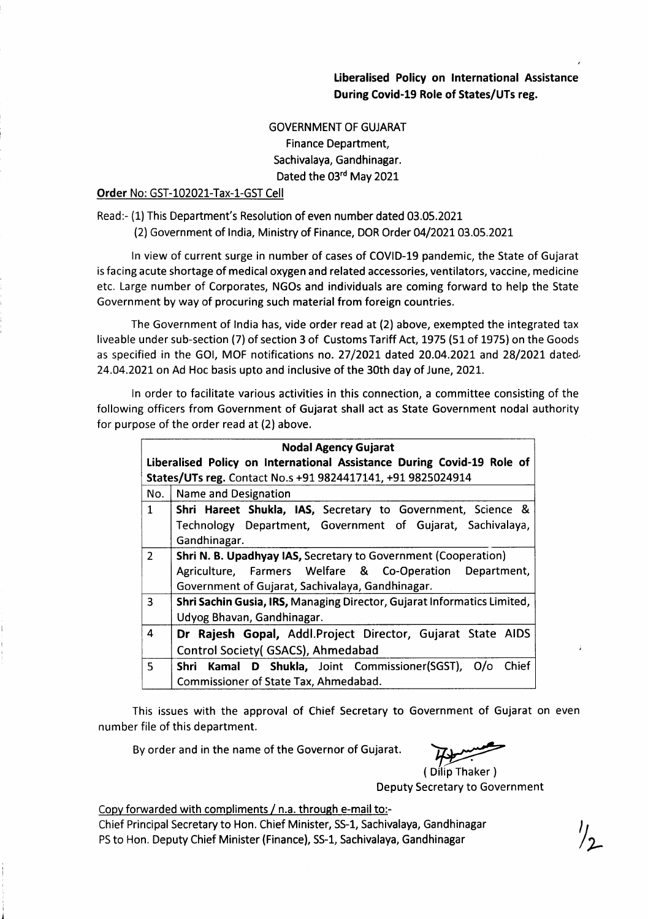**Liberalised Policy on International Assistance During Covid-19 Role of States/UTs reg.**

GOVERNMENT OF GUJARAT
Finance Department,
Sachivalaya, Gandhinagar.
Dated the 03rd May 2021

**Order** No: GST-102021-Tax-1-GST Cell

Read:- (1) This Department's Resolution of even number dated 03.05.2021
(2) Government of India, Ministry of Finance, DOR Order 04/2021 03.05.2021

In view of current surge in number of cases of COVID-19 pandemic, the State of Gujarat is facing acute shortage of medical oxygen and related accessories, ventilators, vaccine, medicine etc. Large number of Corporates, NGOs and individuals are coming forward to help the State Government by way of procuring such material from foreign countries.

The Government of India has, vide order read at (2) above, exempted the integrated tax liveable under sub-section (7) of section 3 of Customs Tariff Act, 1975 (51 of 1975) on the Goods as specified in the GOI, MOF notifications no. 27/2021 dated 20.04.2021 and 28/2021 dated 24.04.2021 on Ad Hoc basis upto and inclusive of the 30th day of June, 2021.

In order to facilitate various activities in this connection, a committee consisting of the following officers from Government of Gujarat shall act as State Government nodal authority for purpose of the order read at (2) above.

| **Nodal Agency Gujarat**<br>**Liberalised Policy on International Assistance During Covid-19 Role of States/UTs reg.** Contact No.s +91 9824417141, +91 9825024914 | |
|---|---|
| No. | Name and Designation |
| 1 | **Shri Hareet Shukla, IAS,** Secretary to Government, Science & Technology Department, Government of Gujarat, Sachivalaya, Gandhinagar. |
| 2 | **Shri N. B. Upadhyay IAS,** Secretary to Government (Cooperation) Agriculture, Farmers Welfare & Co-Operation Department, Government of Gujarat, Sachivalaya, Gandhinagar. |
| 3 | **Shri Sachin Gusia, IRS,** Managing Director, Gujarat Informatics Limited, Udyog Bhavan, Gandhinagar. |
| 4 | **Dr Rajesh Gopal,** Addl.Project Director, Gujarat State AIDS Control Society( GSACS), Ahmedabad |
| 5 | **Shri Kamal D Shukla,** Joint Commissioner(SGST), O/o Chief Commissioner of State Tax, Ahmedabad. |

This issues with the approval of Chief Secretary to Government of Gujarat on even number file of this department.

By order and in the name of the Governor of Gujarat.

( Dilip Thaker )
Deputy Secretary to Government

Copy forwarded with compliments / n.a. through e-mail to:-
Chief Principal Secretary to Hon. Chief Minister, SS-1, Sachivalaya, Gandhinagar
PS to Hon. Deputy Chief Minister (Finance), SS-1, Sachivalaya, Gandhinagar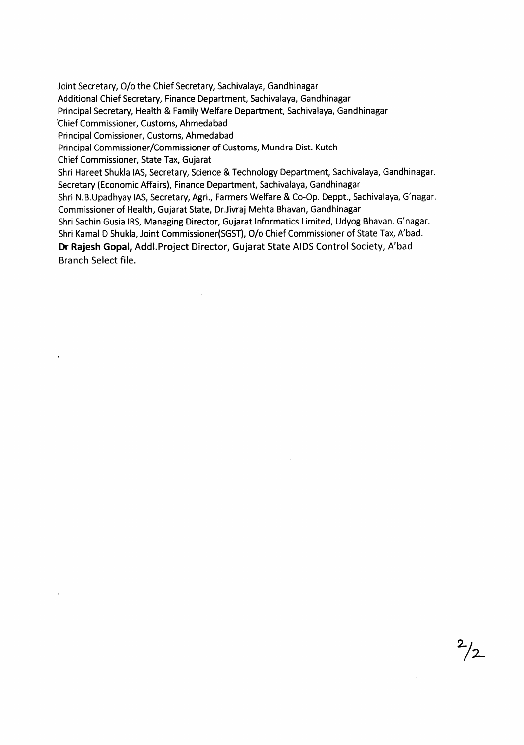Joint Secretary, O/o the Chief Secretary, Sachivalaya, Gandhinagar
Additional Chief Secretary, Finance Department, Sachivalaya, Gandhinagar
Principal Secretary, Health & Family Welfare Department, Sachivalaya, Gandhinagar
'Chief Commissioner, Customs, Ahmedabad
Principal Comissioner, Customs, Ahmedabad
Principal Commissioner/Commissioner of Customs, Mundra Dist. Kutch
Chief Commissioner, State Tax, Gujarat
Shri Hareet Shukla IAS, Secretary, Science & Technology Department, Sachivalaya, Gandhinagar.
Secretary (Economic Affairs), Finance Department, Sachivalaya, Gandhinagar
Shri N.B.Upadhyay IAS, Secretary, Agri., Farmers Welfare & Co-Op. Deppt., Sachivalaya, G'nagar.
Commissioner of Health, Gujarat State, Dr.Jivraj Mehta Bhavan, Gandhinagar
Shri Sachin Gusia IRS, Managing Director, Gujarat Informatics Limited, Udyog Bhavan, G'nagar.
Shri Kamal D Shukla, Joint Commissioner(SGST), O/o Chief Commissioner of State Tax, A'bad.
**Dr Rajesh Gopal,** Addl.Project Director, Gujarat State AIDS Control Society, A'bad
Branch Select file.